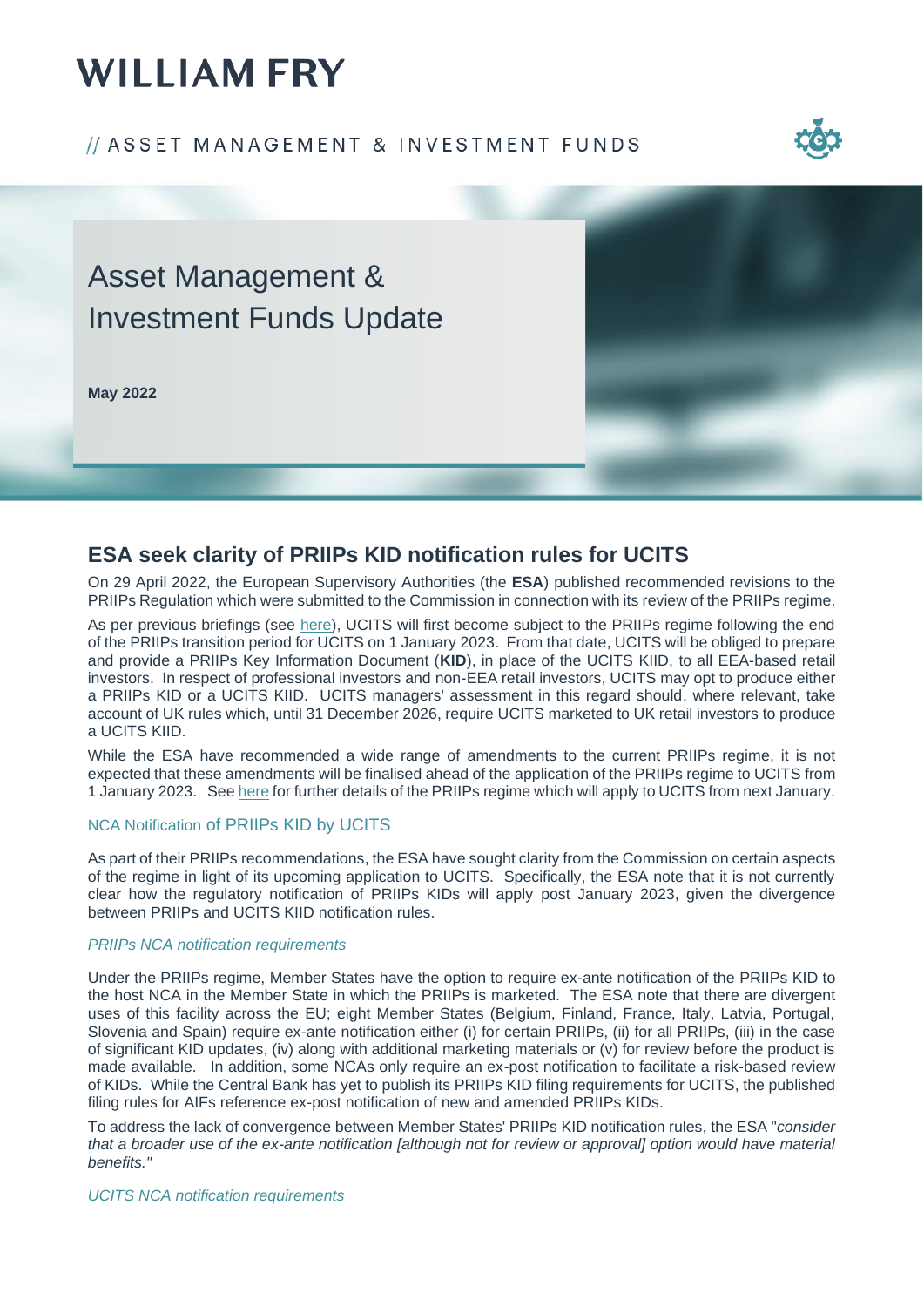# WILLIAM FRY

// ASSET MANAGEMENT & INVESTMENT FUNDS

# Asset Management & Investment Funds Update

**May 2022**

## ESA seek clarity of PRIIPs KID notification rules for UCITS

On 29 April 2022, the European Supervisory Authorities (the **ESA**) published recommended revisions to the PRIIPs Regulation which were submitted to the Commission in connection with its review of the PRIIPs regime.

As per previous briefings (see here), UCITS will first become subject to the PRIIPs regime following the end of the PRIIPs transition period for UCITS on 1 January 2023. From that date, UCITS will be obliged to prepare and provide a PRIIPs Key Information Document (**KID**), in place of the UCITS KIID, to all EEA-based retail investors. In respect of professional investors and non-EEA retail investors, UCITS may opt to produce either a PRIIPs KID or a UCITS KIID. UCITS managers' assessment in this regard should, where relevant, take account of UK rules which, until 31 December 2026, require UCITS marketed to UK retail investors to produce a UCITS KIID.

While the ESA have recommended a wide range of amendments to the current PRIIPs regime, it is not expected that these amendments will be finalised ahead of the application of the PRIIPs regime to UCITS from 1 January 2023. See here for further details of the PRIIPs regime which will apply to UCITS from next January.

### NCA Notification of PRIIPs KID by UCITS

As part of their PRIIPs recommendations, the ESA have sought clarity from the Commission on certain aspects of the regime in light of its upcoming application to UCITS. Specifically, the ESA note that it is not currently clear how the regulatory notification of PRIIPs KIDs will apply post January 2023, given the divergence between PRIIPs and UCITS KIID notification rules.

#### *PRIIPs NCA notification requirements*

Under the PRIIPs regime, Member States have the option to require ex-ante notification of the PRIIPs KID to the host NCA in the Member State in which the PRIIPs is marketed. The ESA note that there are divergent uses of this facility across the EU; eight Member States (Belgium, Finland, France, Italy, Latvia, Portugal, Slovenia and Spain) require ex-ante notification either (i) for certain PRIIPs, (ii) for all PRIIPs, (iii) in the case of significant KID updates, (iv) along with additional marketing materials or (v) for review before the product is made available. In addition, some NCAs only require an ex-post notification to facilitate a risk-based review of KIDs. While the Central Bank has yet to publish its PRIIPs KID filing requirements for UCITS, the published filing rules for AIFs reference ex-post notification of new and amended PRIIPs KIDs.

To address the lack of convergence between Member States' PRIIPs KID notification rules, the ESA "*consider that a broader use of the ex-ante notification [although not for review or approval] option would have material benefits.*"

#### *UCITS NCA notification requirements*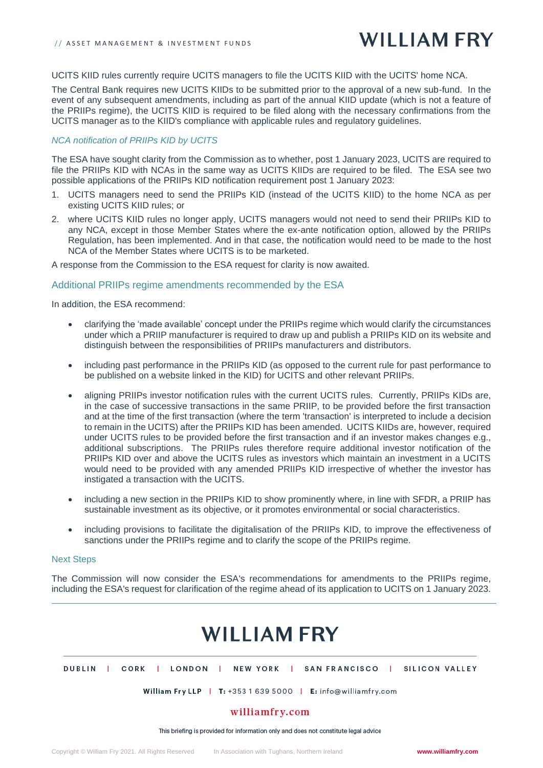UCITS KIID rules currently require UCITS managers to file the UCITS KIID with the UCITS' home NCA.

The Central Bank requires new UCITS KIIDs to be submitted prior to the approval of a new sub-fund. In the event of any subsequent amendments, including as part of the annual KIID update (which is not a feature of the PRIIPs regime), the UCITS KIID is required to be filed along with the necessary confirmations from the UCITS manager as to the KIID's compliance with applicable rules and regulatory guidelines.

### *NCA notification of PRIIPs KID by UCITS*

The ESA have sought clarity from the Commission as to whether, post 1 January 2023, UCITS are required to file the PRIIPs KID with NCAs in the same way as UCITS KIIDs are required to be filed. The ESA see two possible applications of the PRIIPs KID notification requirement post 1 January 2023:

1. UCITS managers need to send the PRIIPs KID (instead of the UCITS KIID) to the home NCA as per existing UCITS KIID rules; or
2. where UCITS KIID rules no longer apply, UCITS managers would not need to send their PRIIPs KID to any NCA, except in those Member States where the ex-ante notification option, allowed by the PRIIPs Regulation, has been implemented. And in that case, the notification would need to be made to the host NCA of the Member States where UCITS is to be marketed.

A response from the Commission to the ESA request for clarity is now awaited.

## Additional PRIIPs regime amendments recommended by the ESA

In addition, the ESA recommend:

- clarifying the 'made available' concept under the PRIIPs regime which would clarify the circumstances under which a PRIIP manufacturer is required to draw up and publish a PRIIPs KID on its website and distinguish between the responsibilities of PRIIPs manufacturers and distributors.
- including past performance in the PRIIPs KID (as opposed to the current rule for past performance to be published on a website linked in the KID) for UCITS and other relevant PRIIPs.
- aligning PRIIPs investor notification rules with the current UCITS rules. Currently, PRIIPs KIDs are, in the case of successive transactions in the same PRIIP, to be provided before the first transaction and at the time of the first transaction (where the term 'transaction' is interpreted to include a decision to remain in the UCITS) after the PRIIPs KID has been amended. UCITS KIIDs are, however, required under UCITS rules to be provided before the first transaction and if an investor makes changes e.g., additional subscriptions. The PRIIPs rules therefore require additional investor notification of the PRIIPs KID over and above the UCITS rules as investors which maintain an investment in a UCITS would need to be provided with any amended PRIIPs KID irrespective of whether the investor has instigated a transaction with the UCITS.
- including a new section in the PRIIPs KID to show prominently where, in line with SFDR, a PRIIP has sustainable investment as its objective, or it promotes environmental or social characteristics.
- including provisions to facilitate the digitalisation of the PRIIPs KID, to improve the effectiveness of sanctions under the PRIIPs regime and to clarify the scope of the PRIIPs regime.

## Next Steps

The Commission will now consider the ESA's recommendations for amendments to the PRIIPs regime, including the ESA's request for clarification of the regime ahead of its application to UCITS on 1 January 2023.

WILLIAM FRY

DUBLIN | CORK | LONDON | NEW YORK | SAN FRANCISCO | SILICON VALLEY

**William Fry LLP** | **T:** +353 1 639 5000 | **E:** info@williamfry.com

williamfry.com

This briefing is provided for information only and does not constitute legal advice

Copyright © William Fry 2021. All Rights Reserved In Association with Tughans, Northern Ireland **www.williamfry.com**